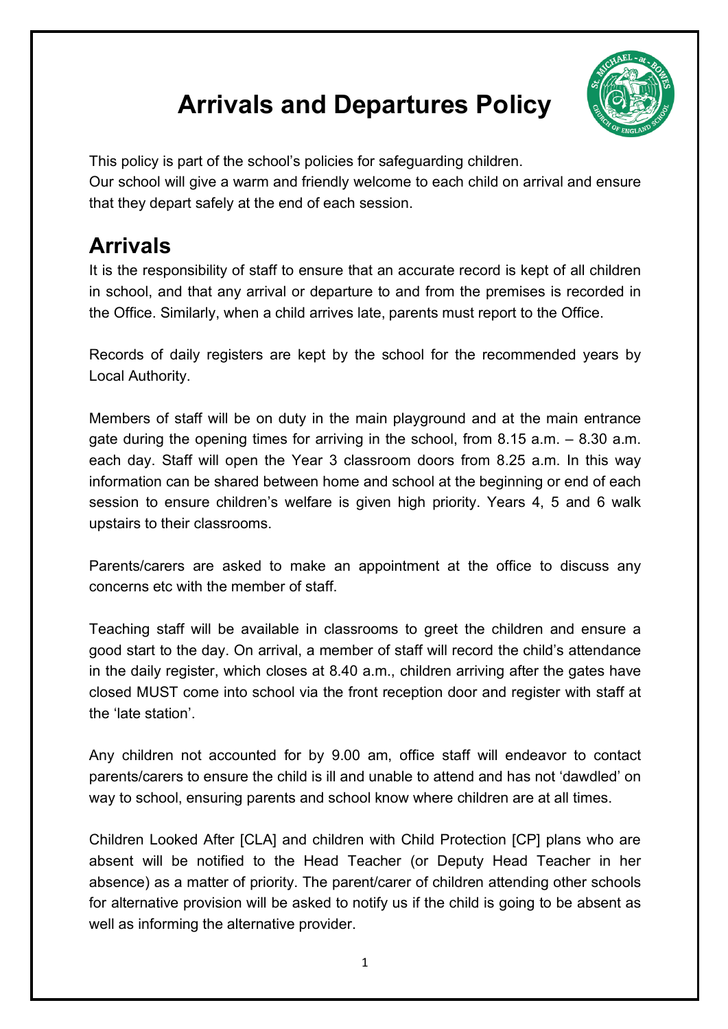# Arrivals and Departures Policy

This policy is part of the school's policies for safeguarding children.
Our school will give a warm and friendly welcome to each child on arrival and ensure that they depart safely at the end of each session.

## Arrivals

It is the responsibility of staff to ensure that an accurate record is kept of all children in school, and that any arrival or departure to and from the premises is recorded in the Office. Similarly, when a child arrives late, parents must report to the Office.

Records of daily registers are kept by the school for the recommended years by Local Authority.

Members of staff will be on duty in the main playground and at the main entrance gate during the opening times for arriving in the school, from 8.15 a.m. – 8.30 a.m. each day. Staff will open the Year 3 classroom doors from 8.25 a.m. In this way information can be shared between home and school at the beginning or end of each session to ensure children's welfare is given high priority. Years 4, 5 and 6 walk upstairs to their classrooms.

Parents/carers are asked to make an appointment at the office to discuss any concerns etc with the member of staff.

Teaching staff will be available in classrooms to greet the children and ensure a good start to the day. On arrival, a member of staff will record the child's attendance in the daily register, which closes at 8.40 a.m., children arriving after the gates have closed MUST come into school via the front reception door and register with staff at the 'late station'.

Any children not accounted for by 9.00 am, office staff will endeavor to contact parents/carers to ensure the child is ill and unable to attend and has not 'dawdled' on way to school, ensuring parents and school know where children are at all times.

Children Looked After [CLA] and children with Child Protection [CP] plans who are absent will be notified to the Head Teacher (or Deputy Head Teacher in her absence) as a matter of priority. The parent/carer of children attending other schools for alternative provision will be asked to notify us if the child is going to be absent as well as informing the alternative provider.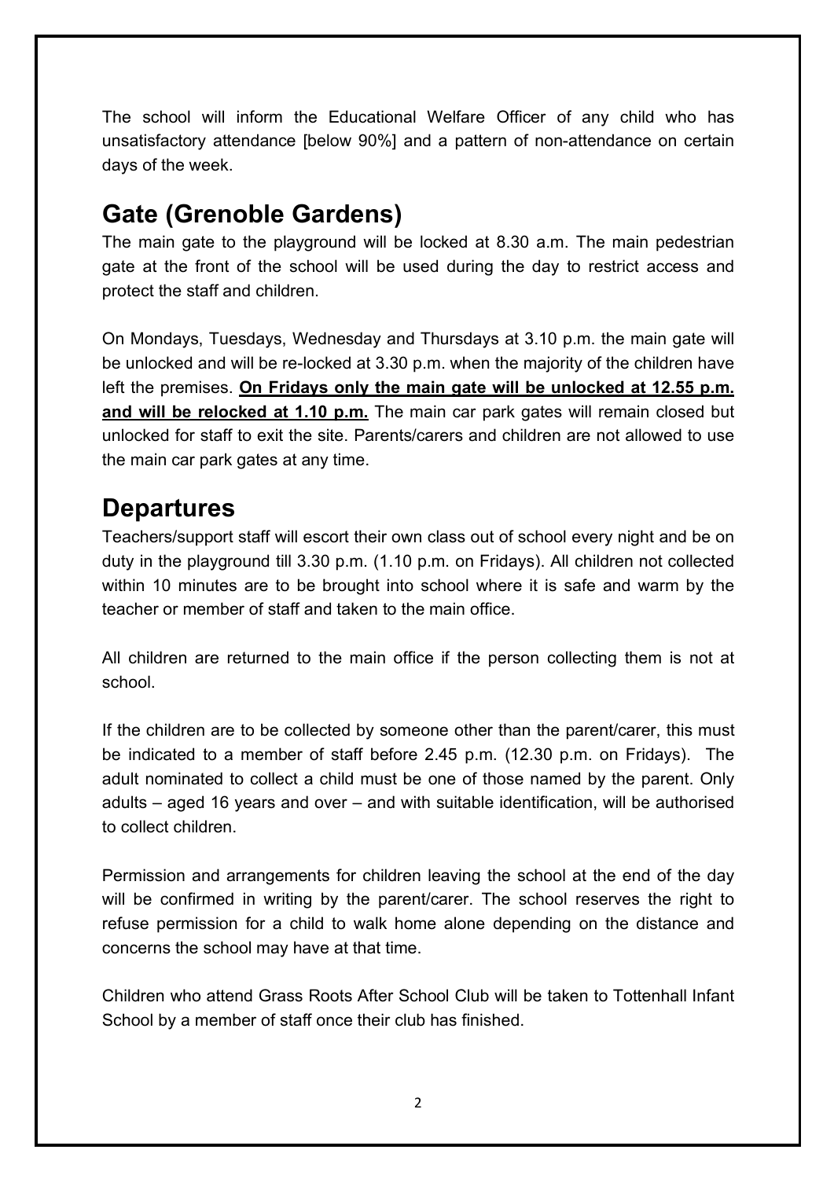The school will inform the Educational Welfare Officer of any child who has unsatisfactory attendance [below 90%] and a pattern of non-attendance on certain days of the week.

## Gate (Grenoble Gardens)

The main gate to the playground will be locked at 8.30 a.m. The main pedestrian gate at the front of the school will be used during the day to restrict access and protect the staff and children.

On Mondays, Tuesdays, Wednesday and Thursdays at 3.10 p.m. the main gate will be unlocked and will be re-locked at 3.30 p.m. when the majority of the children have left the premises. **<u>On Fridays only the main gate will be unlocked at 12.55 p.m. and will be relocked at 1.10 p.m.</u>** The main car park gates will remain closed but unlocked for staff to exit the site. Parents/carers and children are not allowed to use the main car park gates at any time.

## Departures

Teachers/support staff will escort their own class out of school every night and be on duty in the playground till 3.30 p.m. (1.10 p.m. on Fridays). All children not collected within 10 minutes are to be brought into school where it is safe and warm by the teacher or member of staff and taken to the main office.

All children are returned to the main office if the person collecting them is not at school.

If the children are to be collected by someone other than the parent/carer, this must be indicated to a member of staff before 2.45 p.m. (12.30 p.m. on Fridays). The adult nominated to collect a child must be one of those named by the parent. Only adults – aged 16 years and over – and with suitable identification, will be authorised to collect children.

Permission and arrangements for children leaving the school at the end of the day will be confirmed in writing by the parent/carer. The school reserves the right to refuse permission for a child to walk home alone depending on the distance and concerns the school may have at that time.

Children who attend Grass Roots After School Club will be taken to Tottenhall Infant School by a member of staff once their club has finished.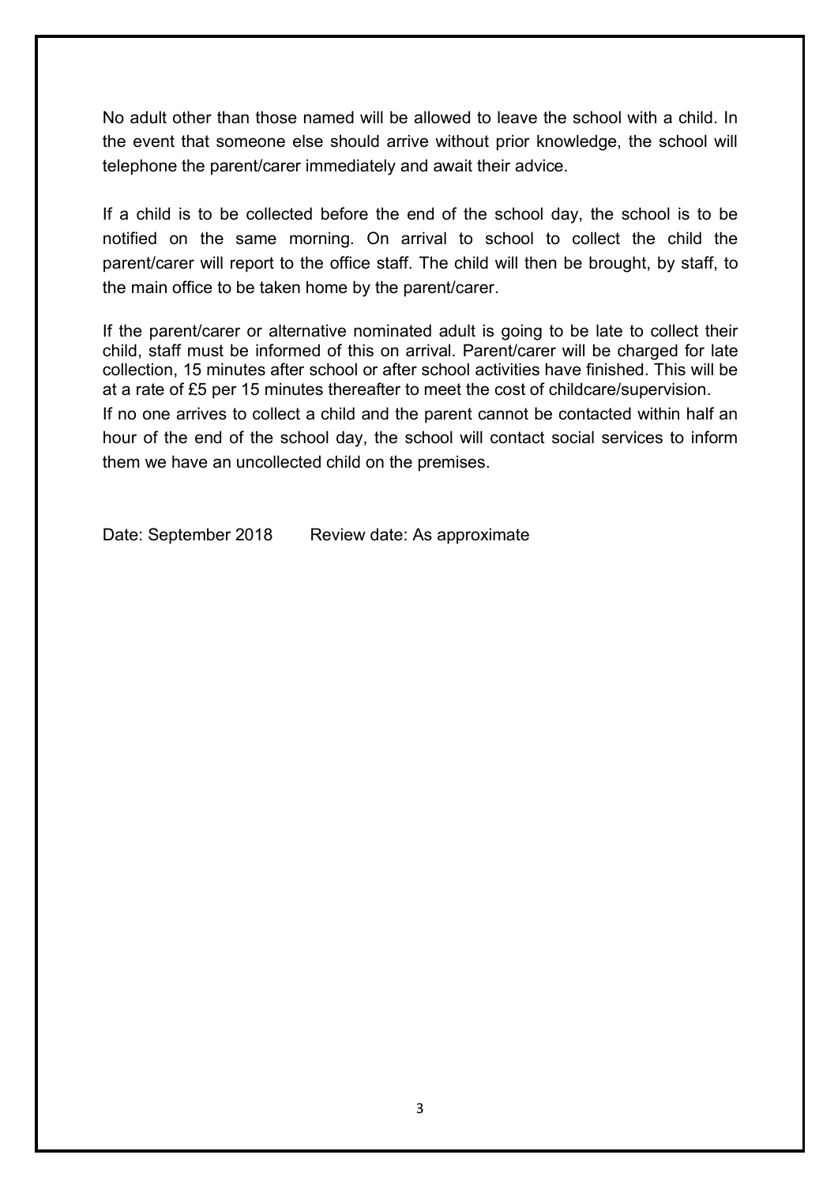No adult other than those named will be allowed to leave the school with a child. In the event that someone else should arrive without prior knowledge, the school will telephone the parent/carer immediately and await their advice.

If a child is to be collected before the end of the school day, the school is to be notified on the same morning. On arrival to school to collect the child the parent/carer will report to the office staff. The child will then be brought, by staff, to the main office to be taken home by the parent/carer.

If the parent/carer or alternative nominated adult is going to be late to collect their child, staff must be informed of this on arrival. Parent/carer will be charged for late collection, 15 minutes after school or after school activities have finished. This will be at a rate of £5 per 15 minutes thereafter to meet the cost of childcare/supervision.

If no one arrives to collect a child and the parent cannot be contacted within half an hour of the end of the school day, the school will contact social services to inform them we have an uncollected child on the premises.

Date: September 2018 Review date: As approximate